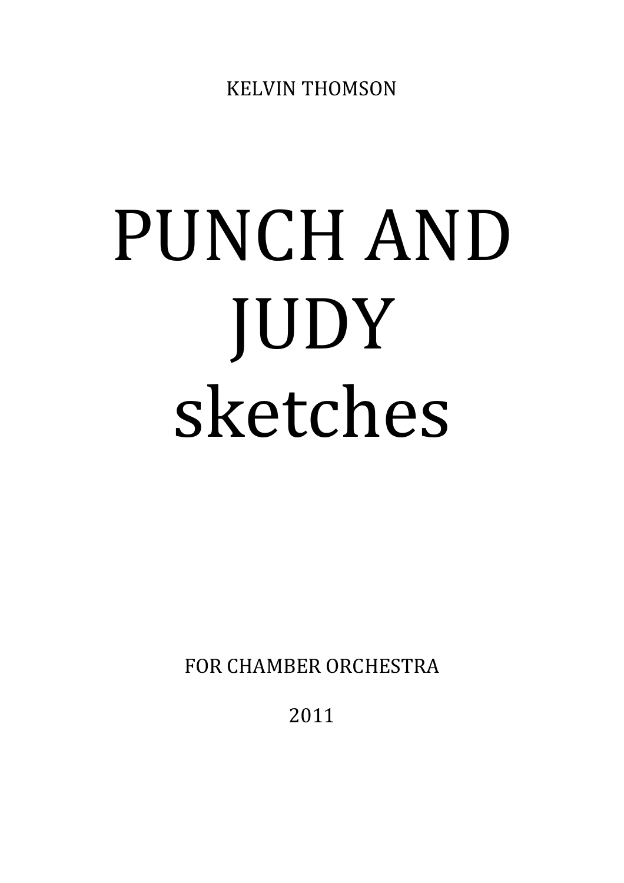KELVIN THOMSON

# PUNCH AND JUDY sketches

FOR CHAMBER ORCHESTRA

2011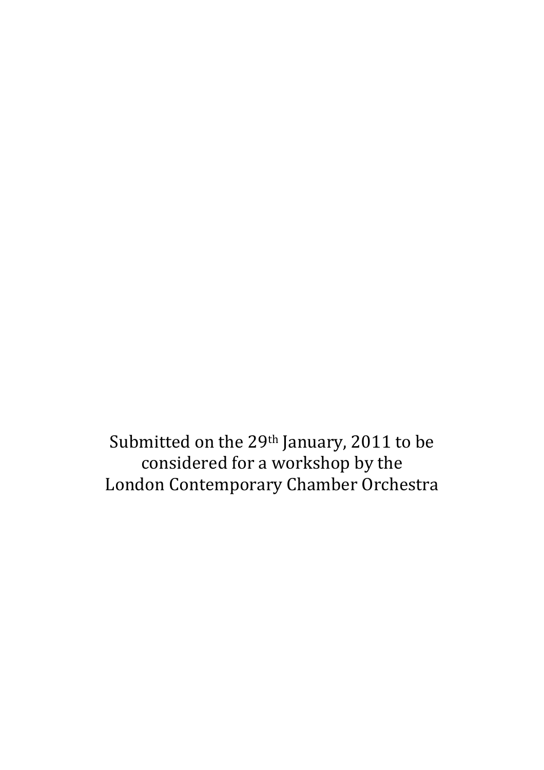Submitted on the 29th January, 2011 to be
considered for a workshop by the
London Contemporary Chamber Orchestra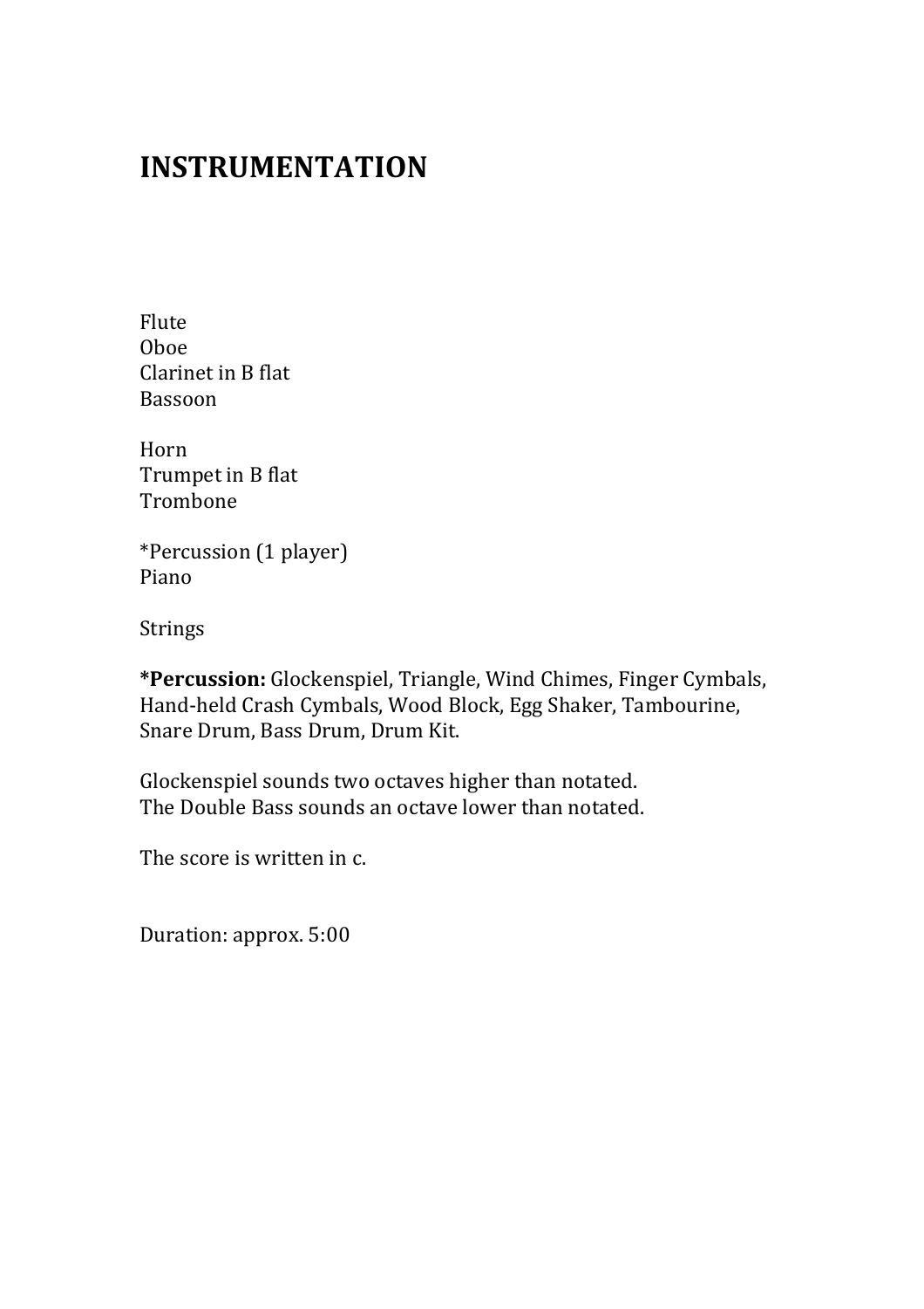# INSTRUMENTATION

Flute
Oboe
Clarinet in B flat
Bassoon

Horn
Trumpet in B flat
Trombone

*Percussion (1 player)
Piano

Strings

**\*Percussion:** Glockenspiel, Triangle, Wind Chimes, Finger Cymbals, Hand-held Crash Cymbals, Wood Block, Egg Shaker, Tambourine, Snare Drum, Bass Drum, Drum Kit.

Glockenspiel sounds two octaves higher than notated.
The Double Bass sounds an octave lower than notated.

The score is written in c.

Duration: approx. 5:00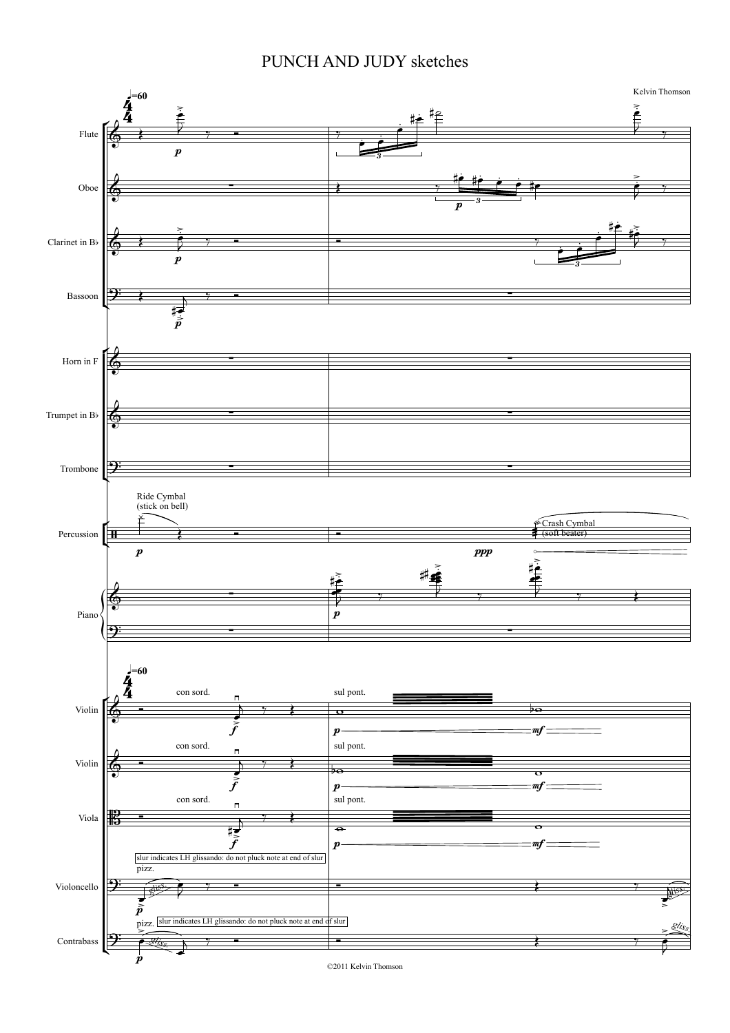# PUNCH AND JUDY sketches

Kelvin Thomson

♩=60

Flute

Oboe

Clarinet in B♭

Bassoon

Horn in F

Trumpet in B♭

Trombone

Ride Cymbal
(stick on bell)

Crash Cymbal
(soft beater)

Percussion

Piano

con sord.

sul pont.

Violin

Violin

Viola

slur indicates LH glissando: do not pluck note at end of slur

pizz.

Violoncello

pizz. slur indicates LH glissando: do not pluck note at end of slur

Contrabass

©2011 Kelvin Thomson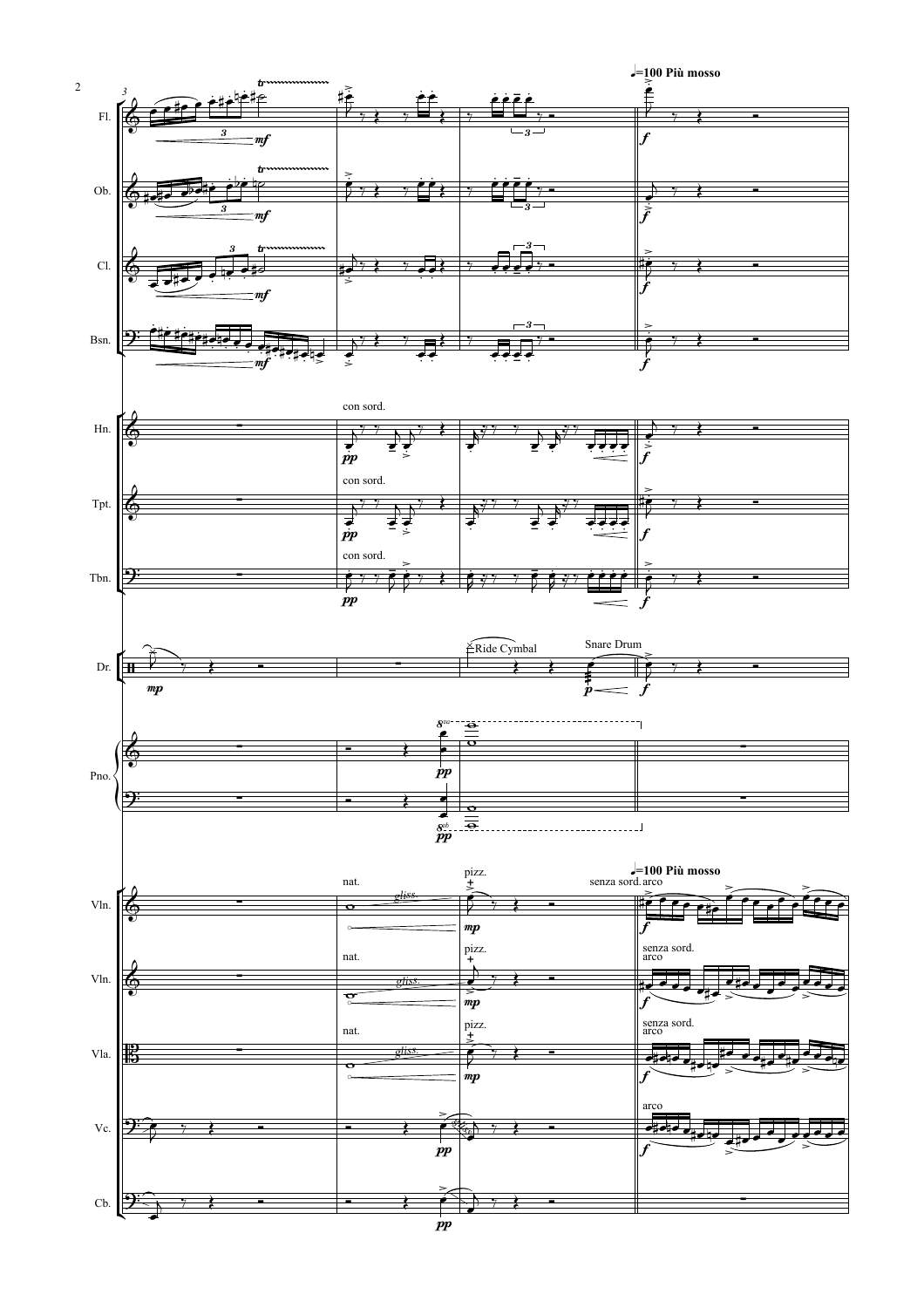♩=100 Più mosso

Fl.

Ob.

Cl.

Bsn.

Hn. con sord.

Tpt. con sord.

Tbn. con sord.

Dr. Ride Cymbal Snare Drum

Pno.

Vln. nat. gliss. pizz. senza sord. arco

Vln. nat. gliss. pizz. senza sord. arco

Vla. nat. gliss. pizz. senza sord. arco

Vc. arco

Cb.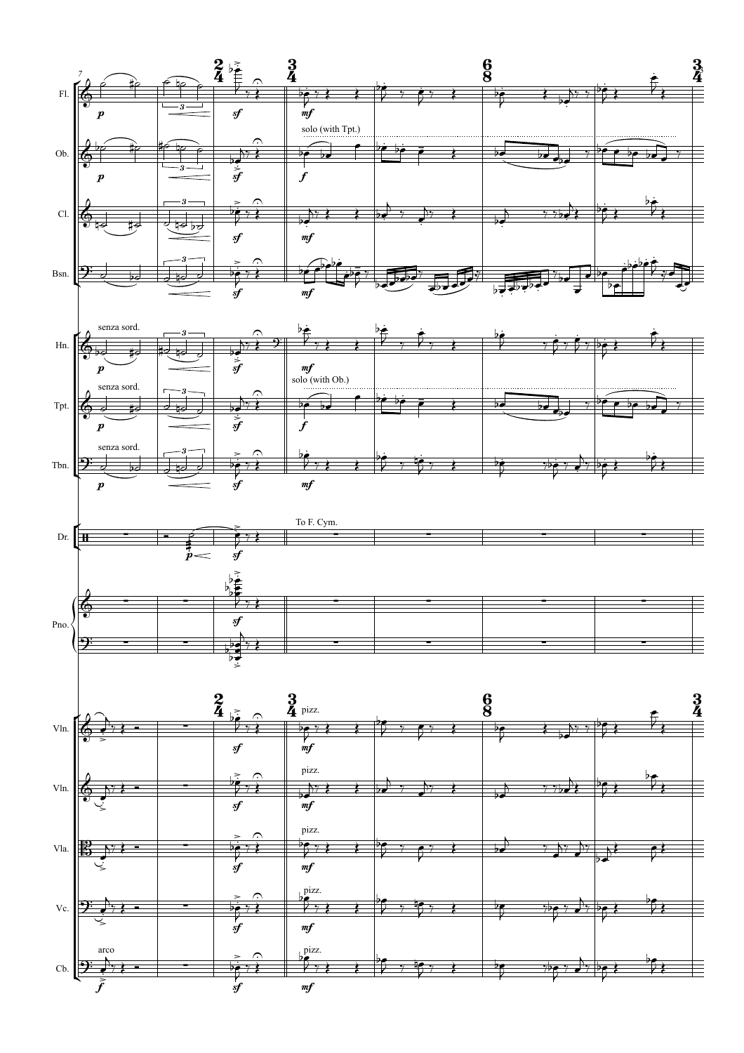7

Fl.

Ob.

solo (with Tpt.)

Cl.

Bsn.

Hn.

senza sord.

Tpt.

senza sord.

solo (with Ob.)

Tbn.

senza sord.

Dr.

To F. Cym.

Pno.

Vln.

pizz.

Vln.

pizz.

Vla.

pizz.

Vc.

pizz.

Cb.

arco

pizz.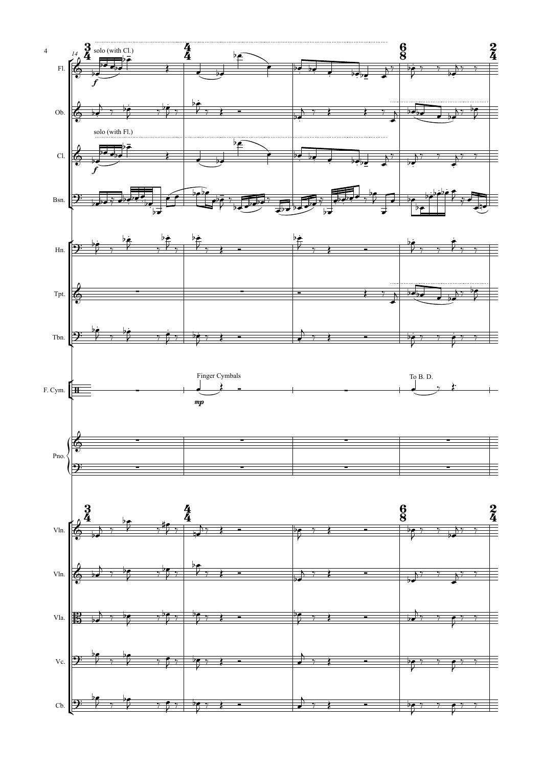solo (with Cl.)

solo (with Fl.)

Finger Cymbals

To B. D.

Fl.

Ob.

Cl.

Bsn.

Hn.

Tpt.

Tbn.

F. Cym.

Pno.

Vln.

Vln.

Vla.

Vc.

Cb.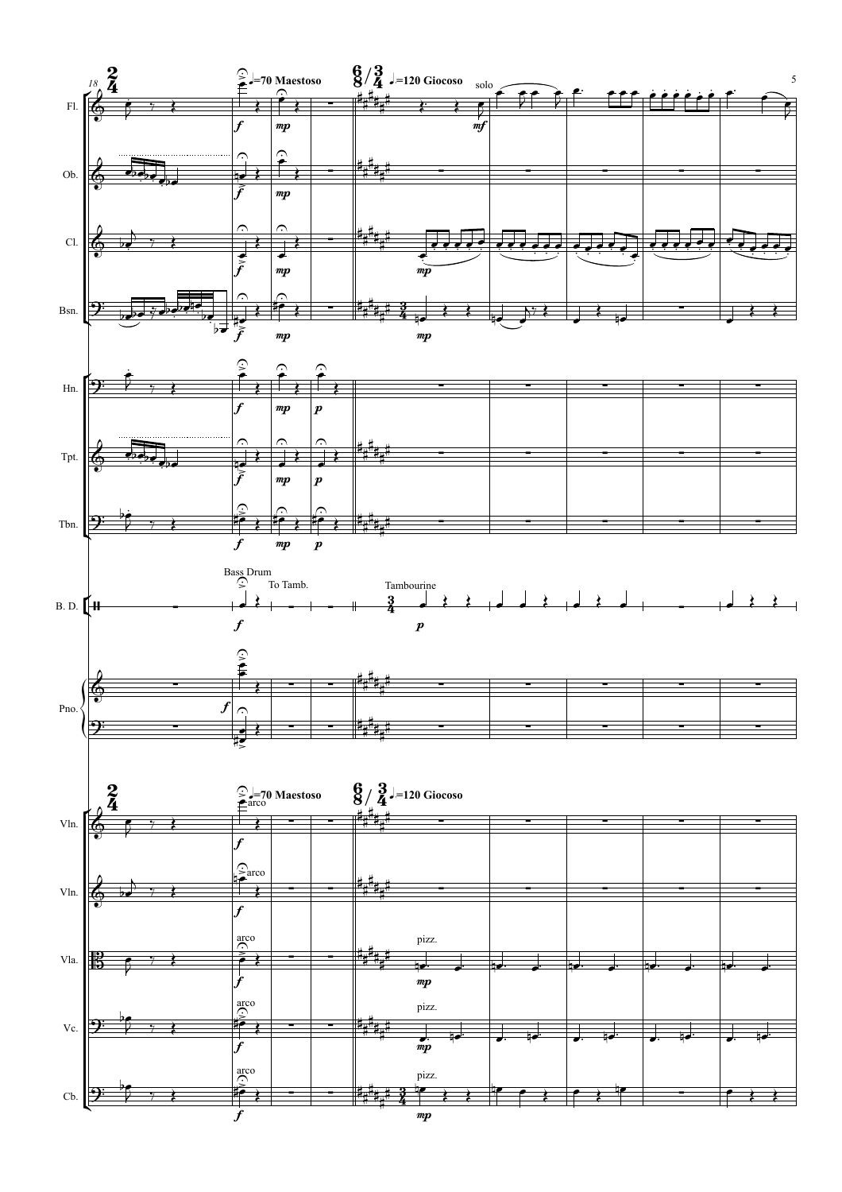♩=70 Maestoso

♩=120 Giocoso

solo

Fl.

Ob.

Cl.

Bsn.

Hn.

Tpt.

Tbn.

Bass Drum

To Tamb.

Tambourine

B. D.

Pno.

♩=70 Maestoso

arco

♩=120 Giocoso

pizz.

Vln.

Vln.

Vla.

Vc.

Cb.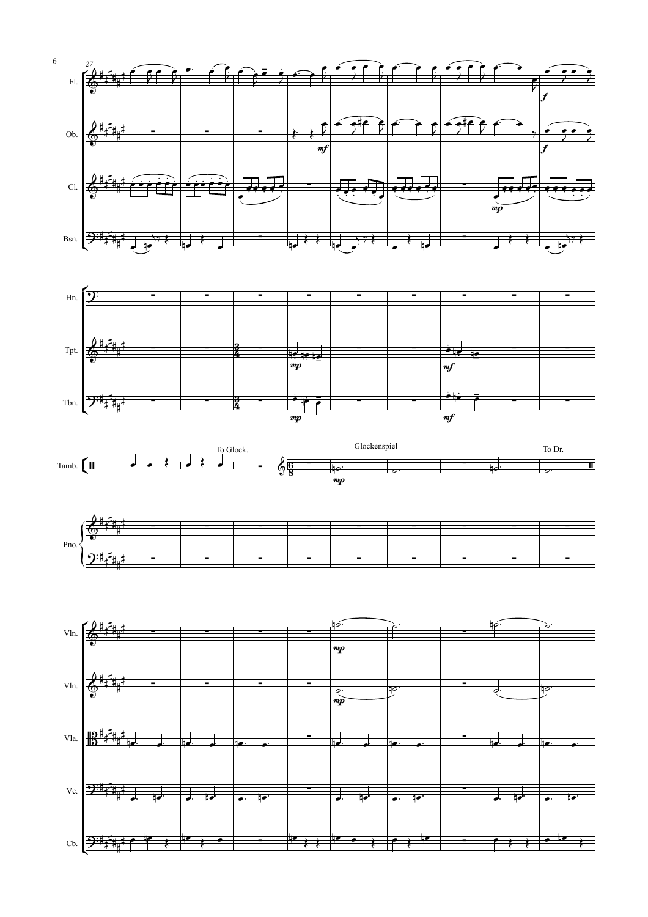27

Fl.

Ob.

Cl.

Bsn.

Hn.

Tpt.

Tbn.

Tamb.

To Glock.

Glockenspiel

To Dr.

Pno.

Vln.

Vln.

Vla.

Vc.

Cb.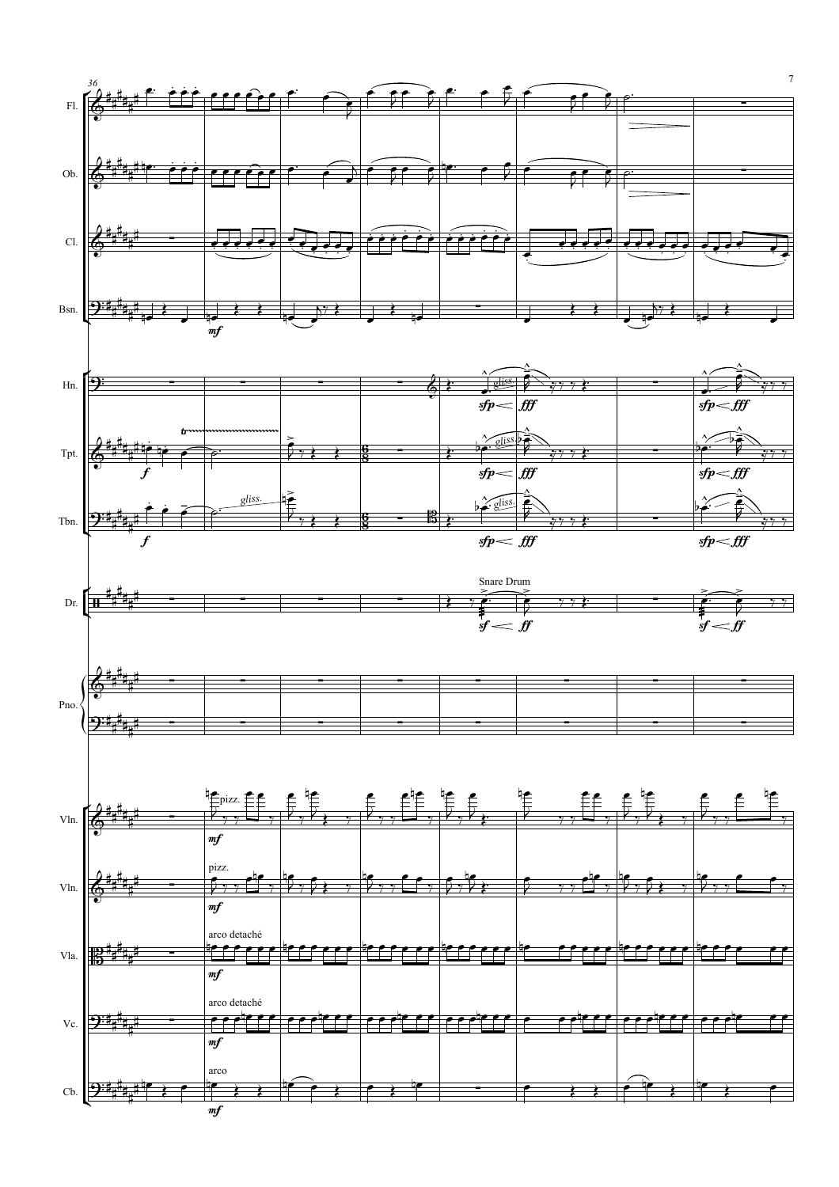36

Fl.

Ob.

Cl.

Bsn.

*mf*

Hn.

*sfp* *fff*

*sfp* *fff*

Tpt.

*f*

*tr*

*sfp* *fff*

*sfp* *fff*

Tbn.

*f*

*gliss.*

*sfp* *fff*

*sfp* *fff*

Dr.

Snare Drum

*sf* *ff*

*sf* *ff*

Pno.

Vln.

pizz.

*mf*

Vln.

pizz.

*mf*

Vla.

arco detaché

*mf*

Vc.

arco detaché

*mf*

Cb.

arco

*mf*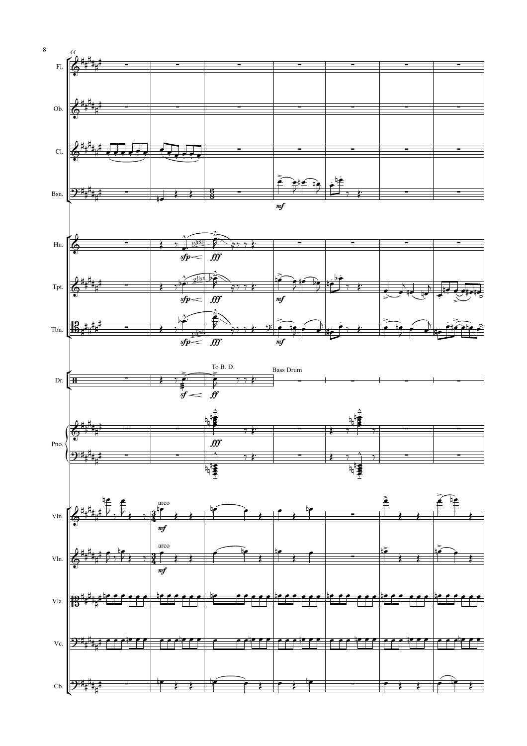44

Fl.

Ob.

Cl.

Bsn.

Hn.

Tpt.

Tbn.

Dr.

Pno.

Vln.

Vln.

Vla.

Vc.

Cb.

*gliss.*

*sfp* *fff*

*mf*

To B. D.

Bass Drum

*sf* *ff*

arco

*mf*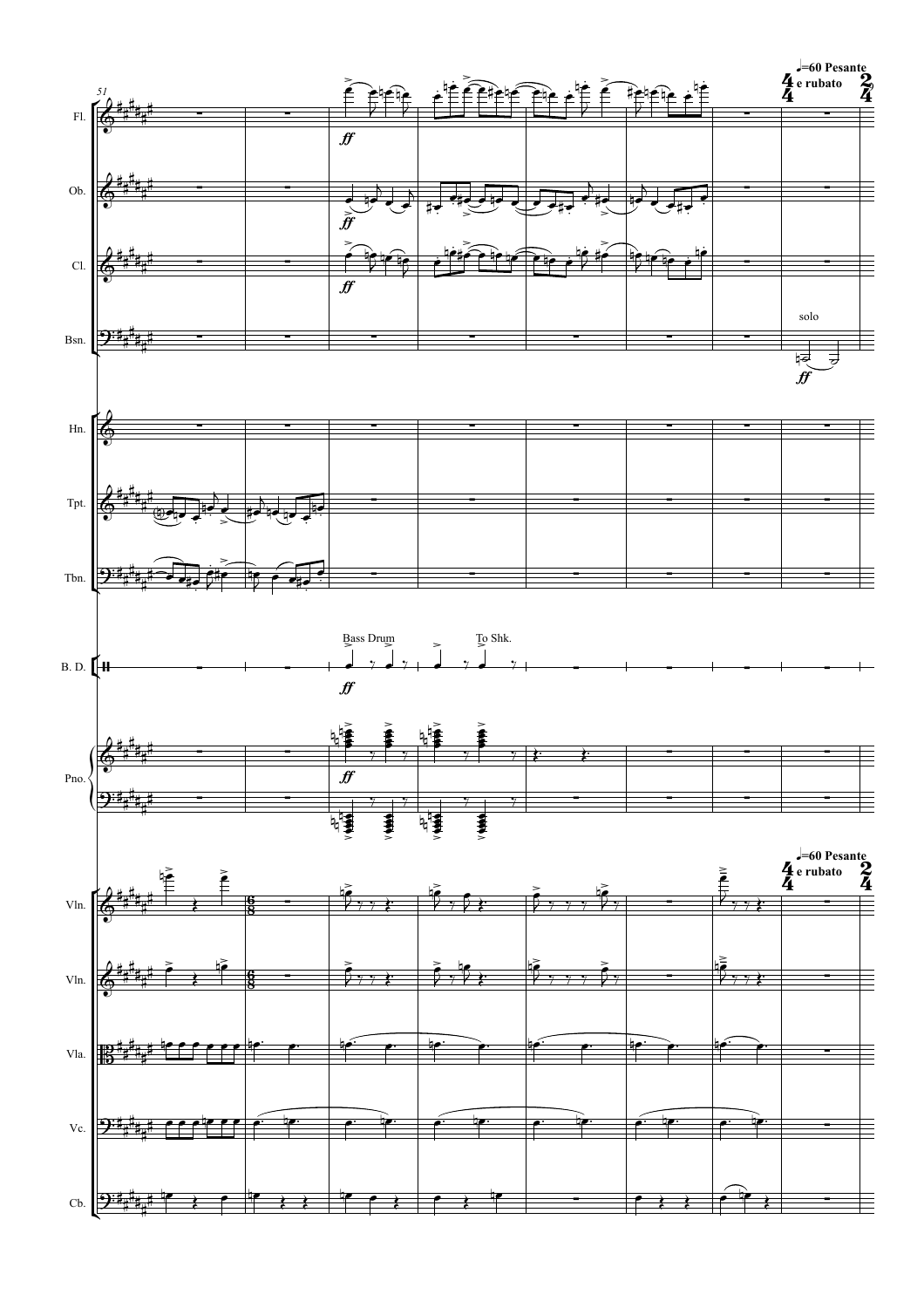Fl.

Ob.

Cl.

Bsn.

Hn.

Tpt.

Tbn.

B. D.

Pno.

Vln.

Vln.

Vla.

Vc.

Cb.

51

ff

ff

ff

solo

ff

Bass Drum

To Shk.

ff

ff

♩=60 Pesante e rubato

♩=60 Pesante e rubato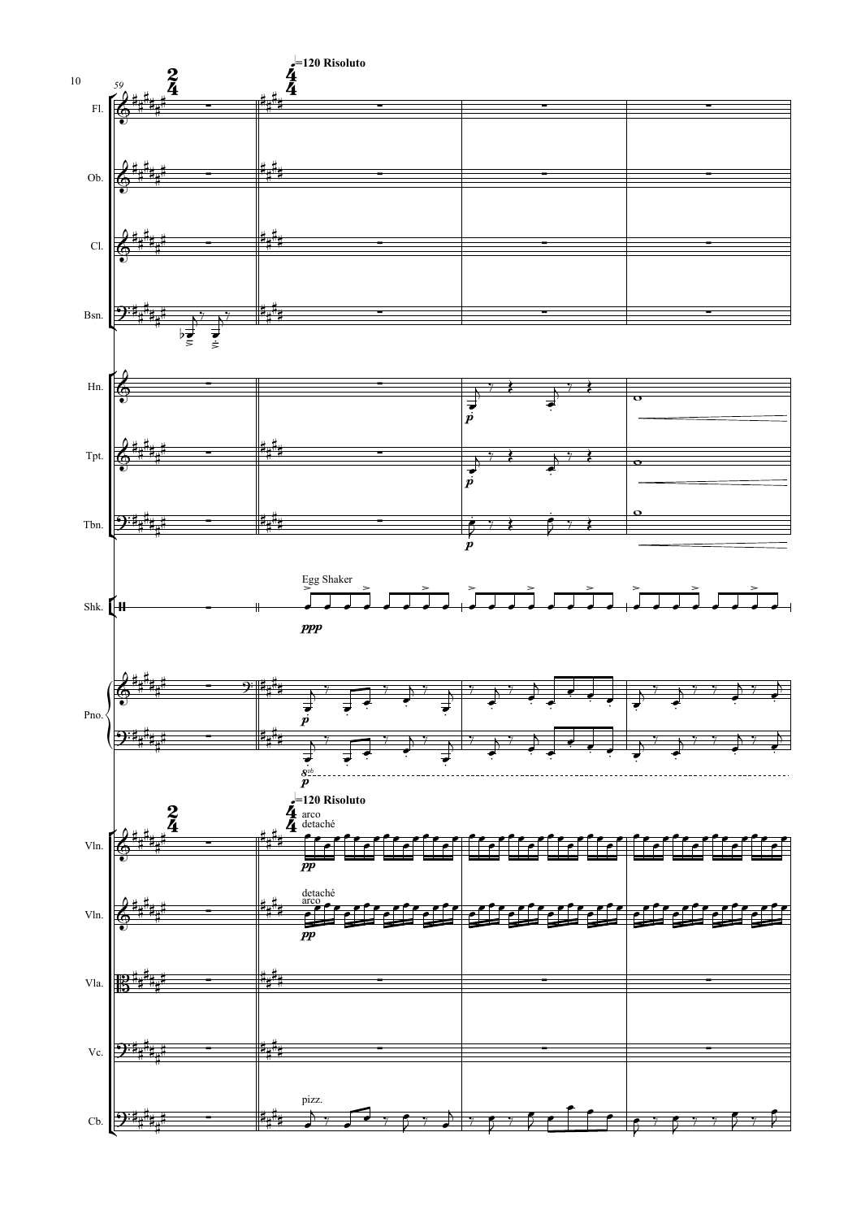♩=120 Risoluto

Fl.

Ob.

Cl.

Bsn.

Hn.

Tpt.

Tbn.

Shk. — Egg Shaker — *ppp*

Pno.

♩=120 Risoluto

Vln. — arco detaché — *pp*

Vln. — detaché arco — *pp*

Vla.

Vc.

Cb. — pizz.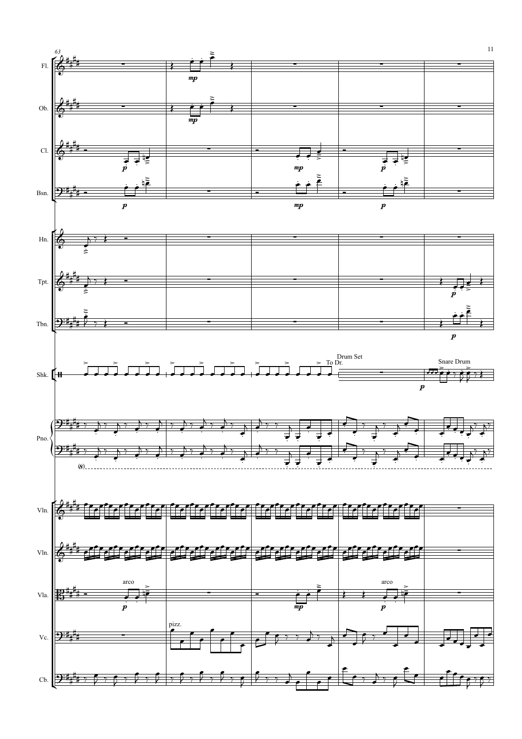63

Fl.

Ob.

Cl.

Bsn.

Hn.

Tpt.

Tbn.

Shk.

To Dr.

Drum Set

Snare Drum

Pno.

(8)

Vln.

Vln.

Vla.

arco

arco

Vc.

pizz.

Cb.

*mp* *mp* *p* *mp* *p* *p* *mp* *p* *p* *p* *p* *p* *mp* *p*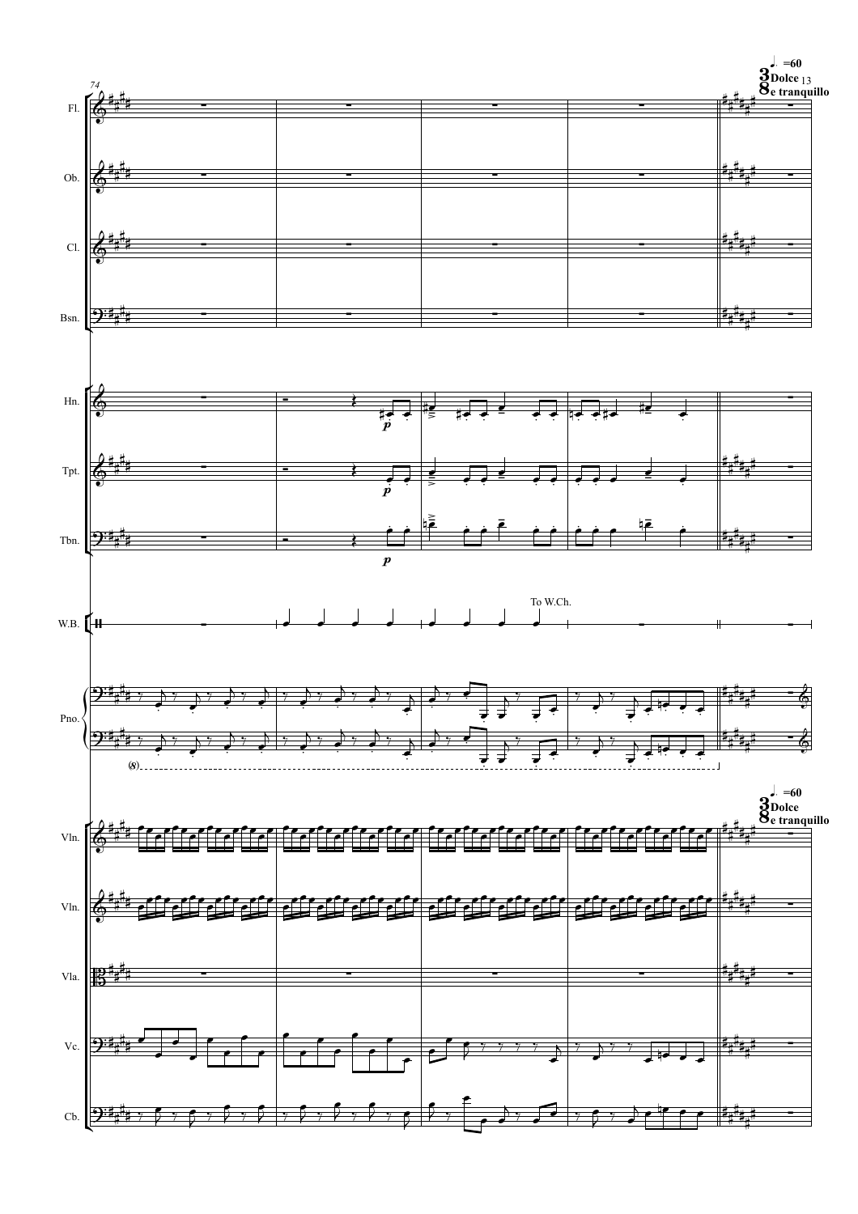74

♩. =60
Dolce
e tranquillo

Fl.

Ob.

Cl.

Bsn.

Hn.

*p*

Tpt.

*p*

Tbn.

*p*

W.B.

To W.Ch.

Pno.

(8)

♩. =60
Dolce
e tranquillo

Vln.

Vln.

Vla.

Vc.

Cb.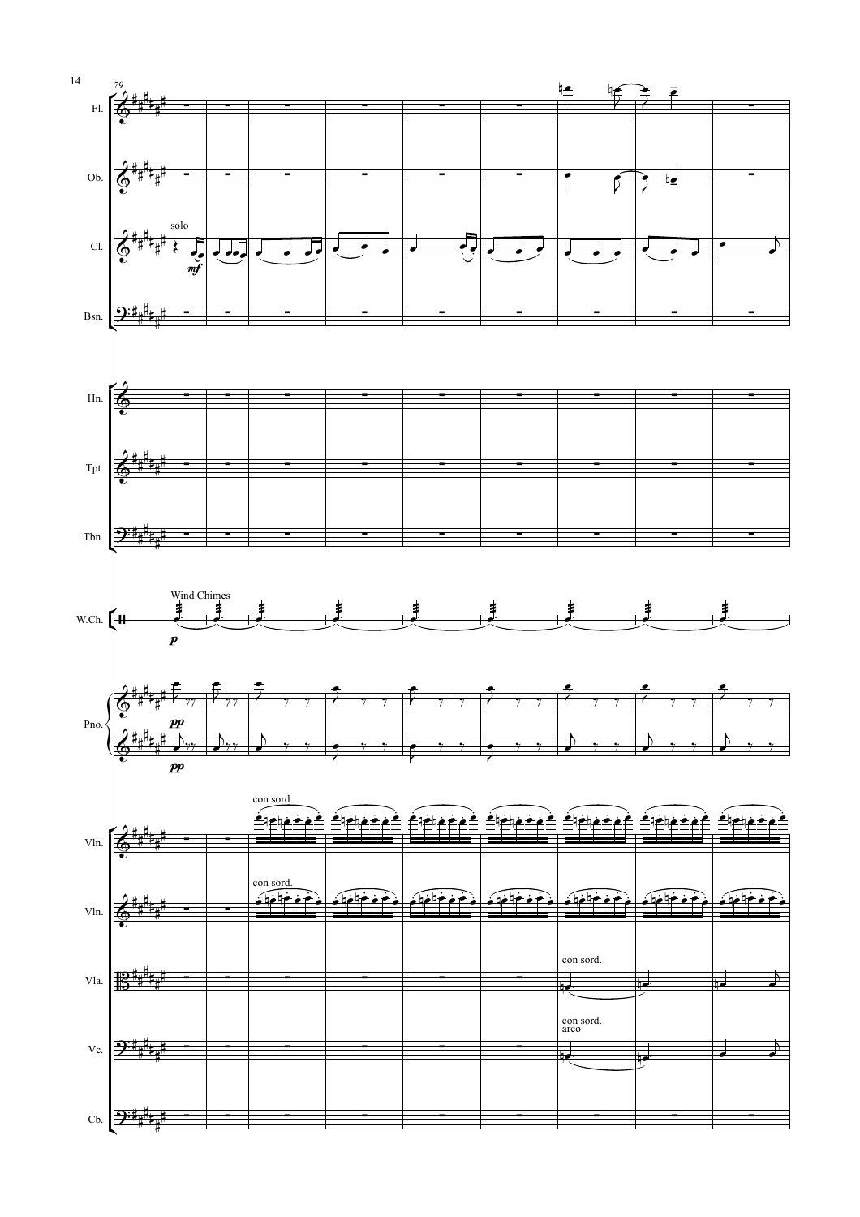Fl.

Ob.

Cl.

solo

*mf*

Bsn.

Hn.

Tpt.

Tbn.

Wind Chimes

W.Ch.

*p*

Pno.

*pp*

*pp*

con sord.

Vln.

con sord.

Vln.

con sord.

Vla.

con sord.
arco

Vc.

Cb.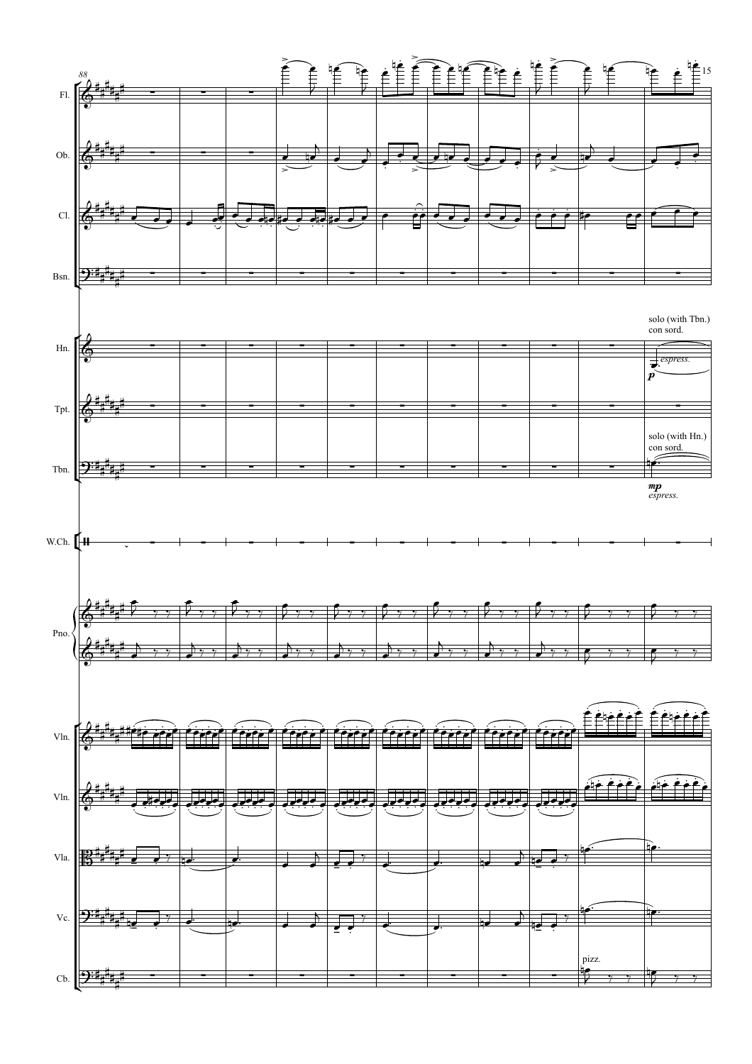88

Fl.

Ob.

Cl.

Bsn.

Hn.

solo (with Tbn.)
con sord.

*espress.*

*p*

Tpt.

Tbn.

solo (with Hn.)
con sord.

*mp*
*espress.*

W.Ch.

Pno.

Vln.

Vln.

Vla.

Vc.

Cb.

pizz.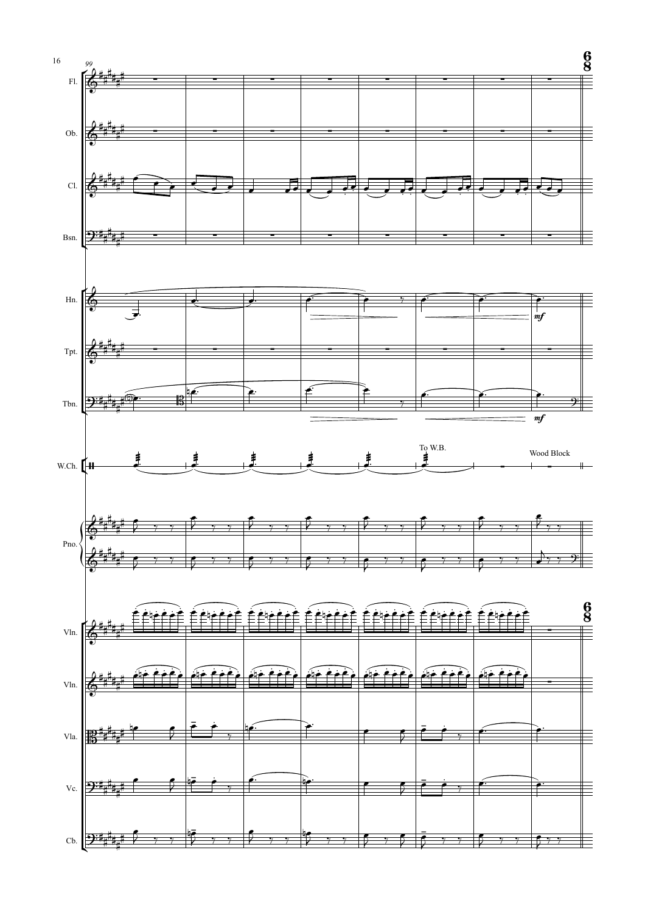99

Fl.

Ob.

Cl.

Bsn.

Hn.

*mf*

Tpt.

Tbn.

*mf*

W.Ch.

To W.B.

Wood Block

Pno.

Vln.

Vln.

Vla.

Vc.

Cb.

6
8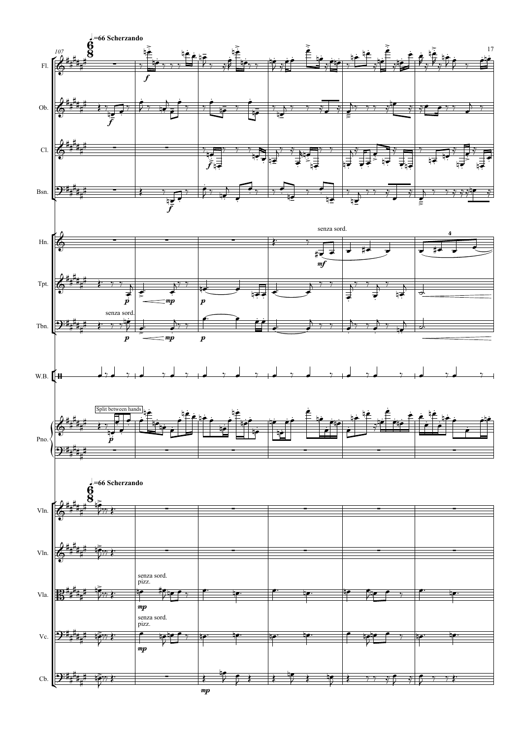♩=66 Scherzando

6/8

107

Fl.

Ob.

Cl.

Bsn.

Hn.

senza sord.

Tpt.

Tbn.

senza sord.

W.B.

Split between hands

Pno.

♩=66 Scherzando

Vln.

Vln.

Vla.

senza sord.
pizz.

Vc.

senza sord.
pizz.

Cb.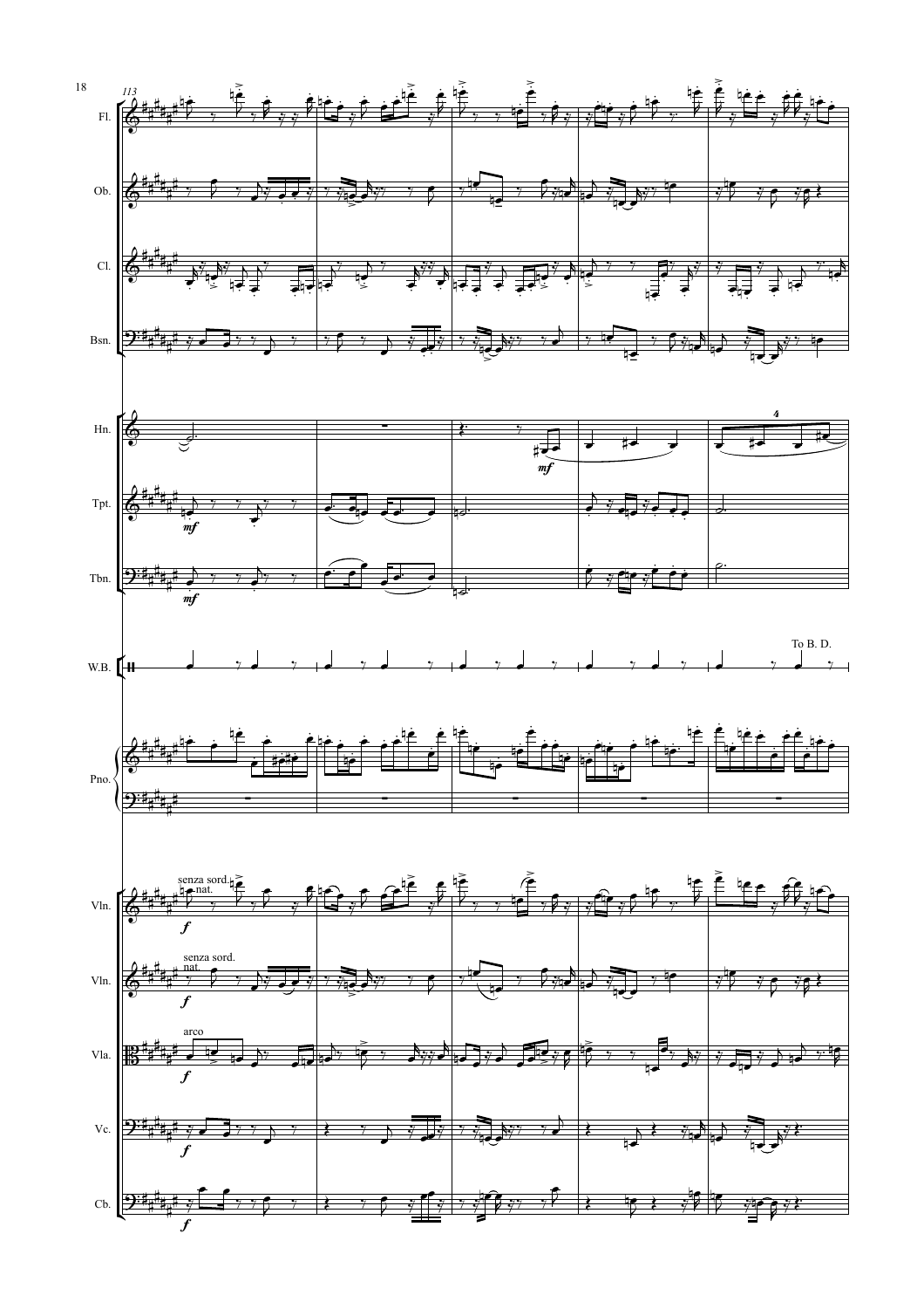113

Fl.

Ob.

Cl.

Bsn.

Hn.

*mf*

Tpt.

*mf*

Tbn.

*mf*

W.B.

To B. D.

Pno.

Vln.

senza sord.
nat.

*f*

Vln.

senza sord.
nat.

*f*

Vla.

arco

*f*

Vc.

*f*

Cb.

*f*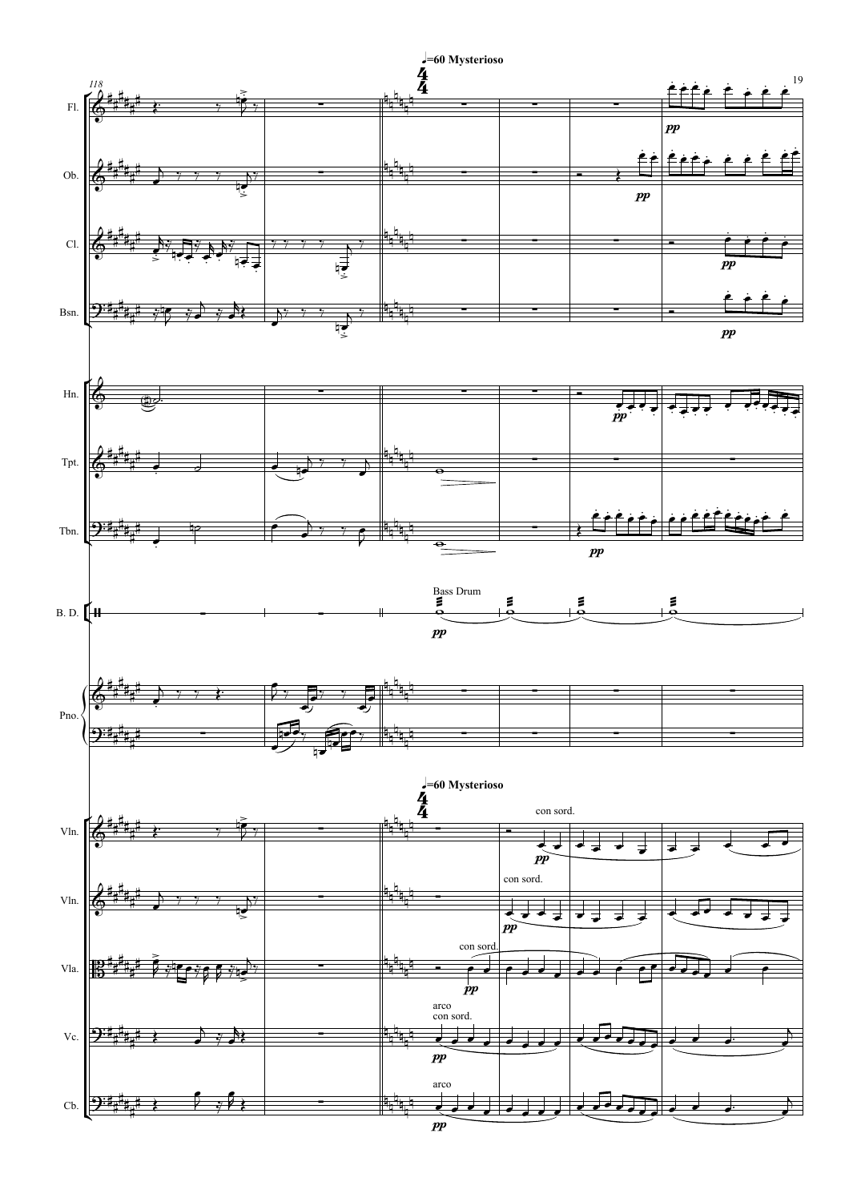♩=60 Mysterioso

Fl.

Ob.

Cl.

Bsn.

Hn.

Tpt.

Tbn.

B. D. — Bass Drum

Pno.

Vln.

Vln.

Vla.

Vc.

Cb.

con sord.

arco

pp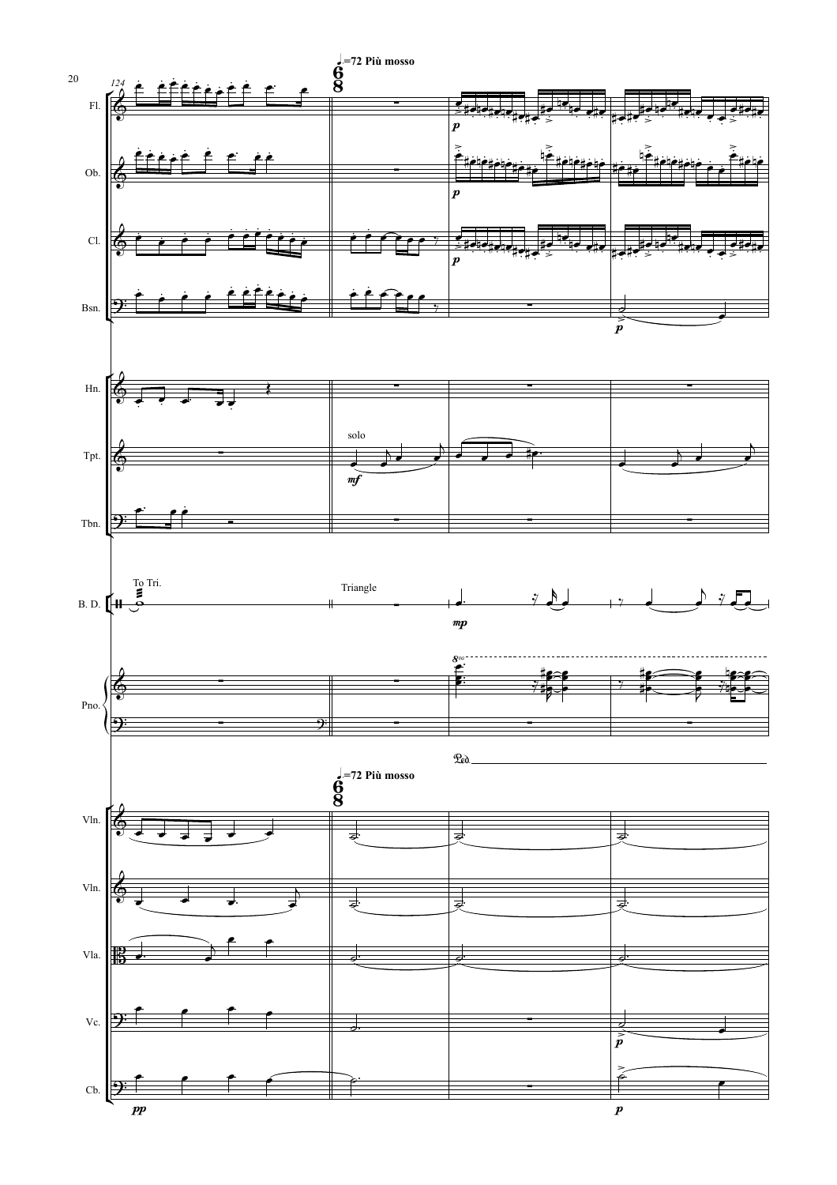♩.=72 Più mosso

Triangle

To Tri.

solo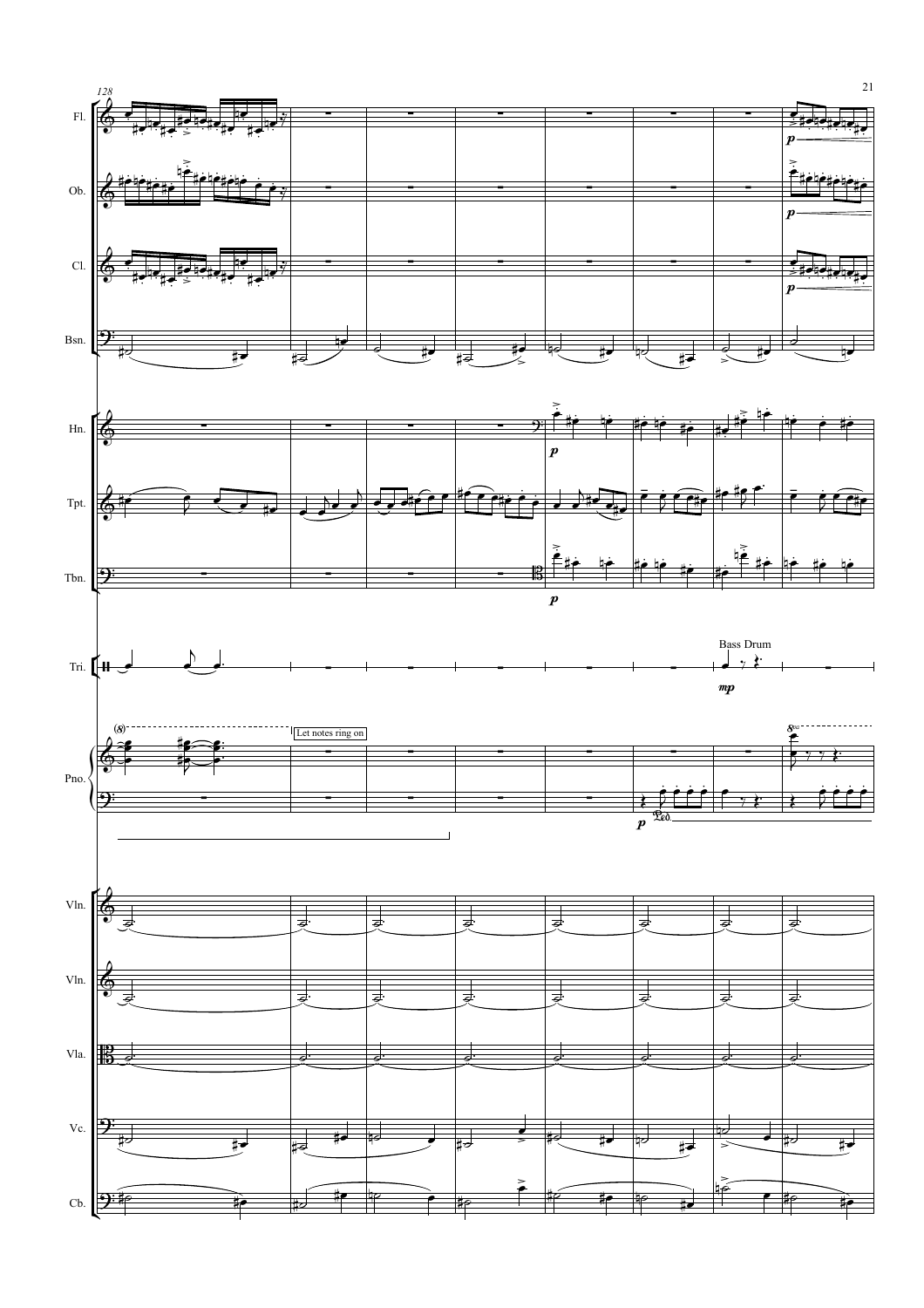128

Fl.

Ob.

Cl.

Bsn.

Hn.

Tpt.

Tbn.

Tri.

Bass Drum

*mp*

Pno.

Let notes ring on

Vln.

Vln.

Vla.

Vc.

Cb.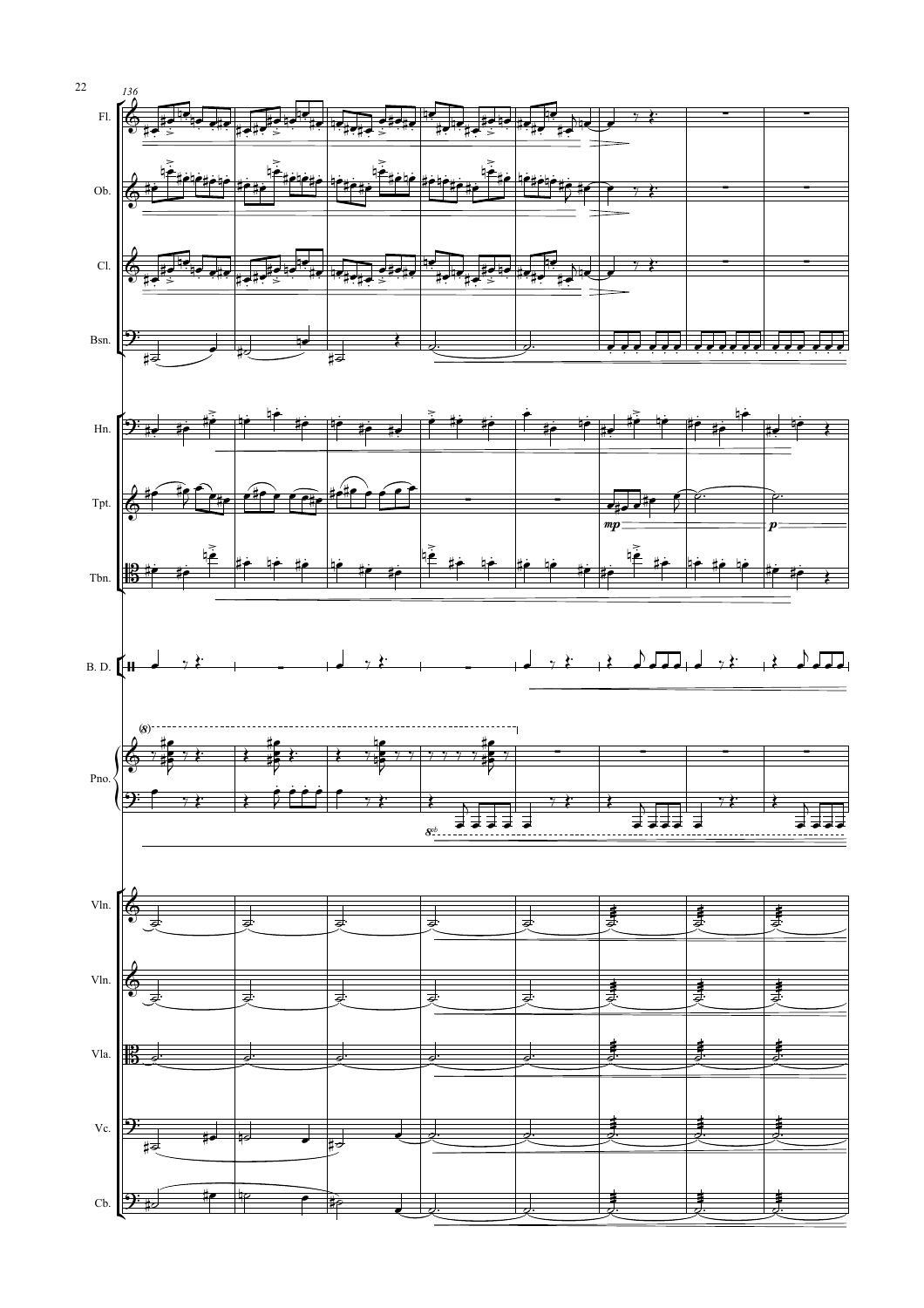136

Fl.

Ob.

Cl.

Bsn.

Hn.

Tpt.

*mp* *p*

Tbn.

B. D.

(8)

Pno.

8vb

Vln.

Vln.

Vla.

Vc.

Cb.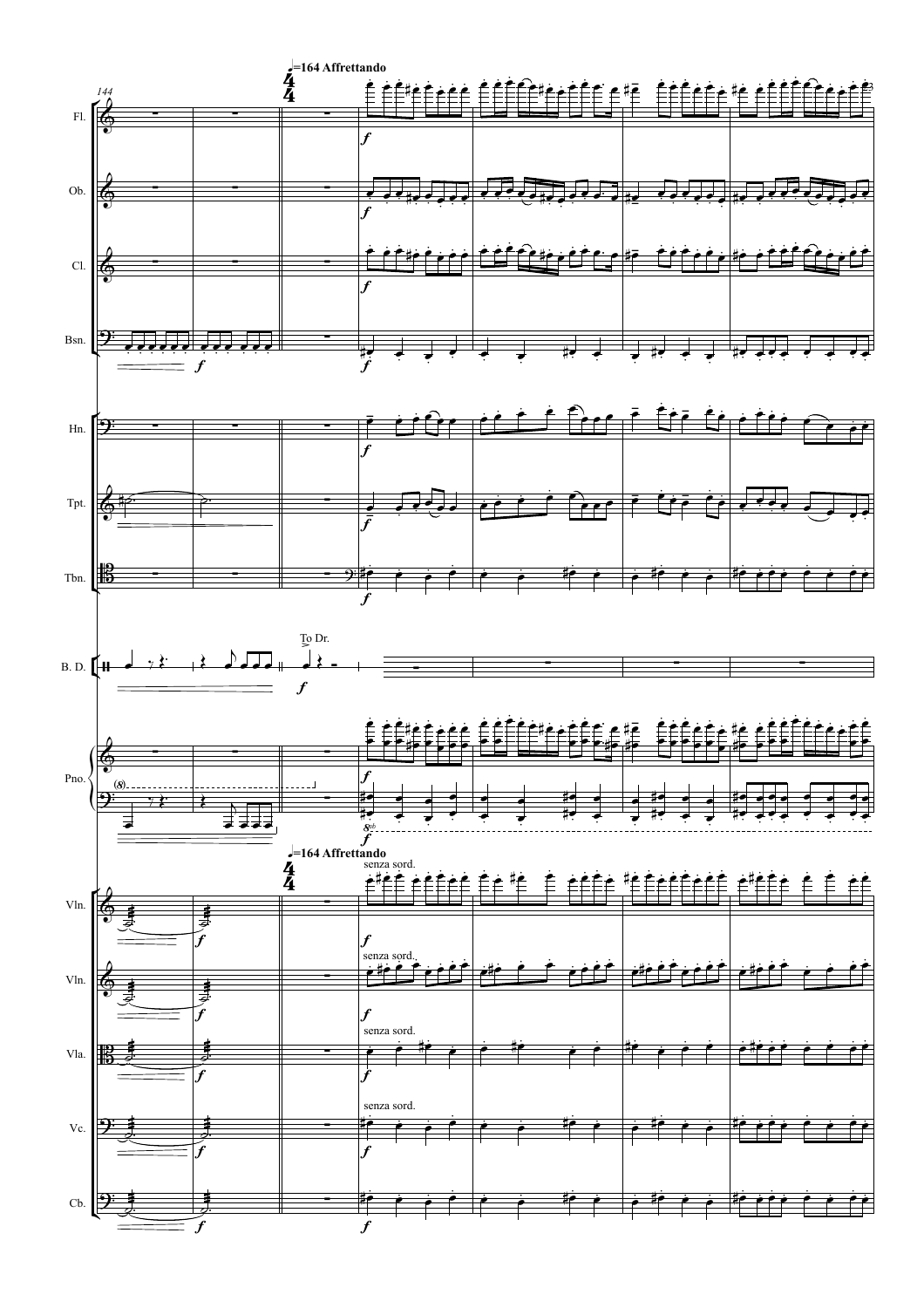144

♩=164 Affrettando

Fl.

Ob.

Cl.

Bsn.

Hn.

Tpt.

Tbn.

To Dr.

B. D.

Pno.

♩=164 Affrettando

senza sord.

Vln.

senza sord.

Vln.

senza sord.

Vla.

senza sord.

Vc.

Cb.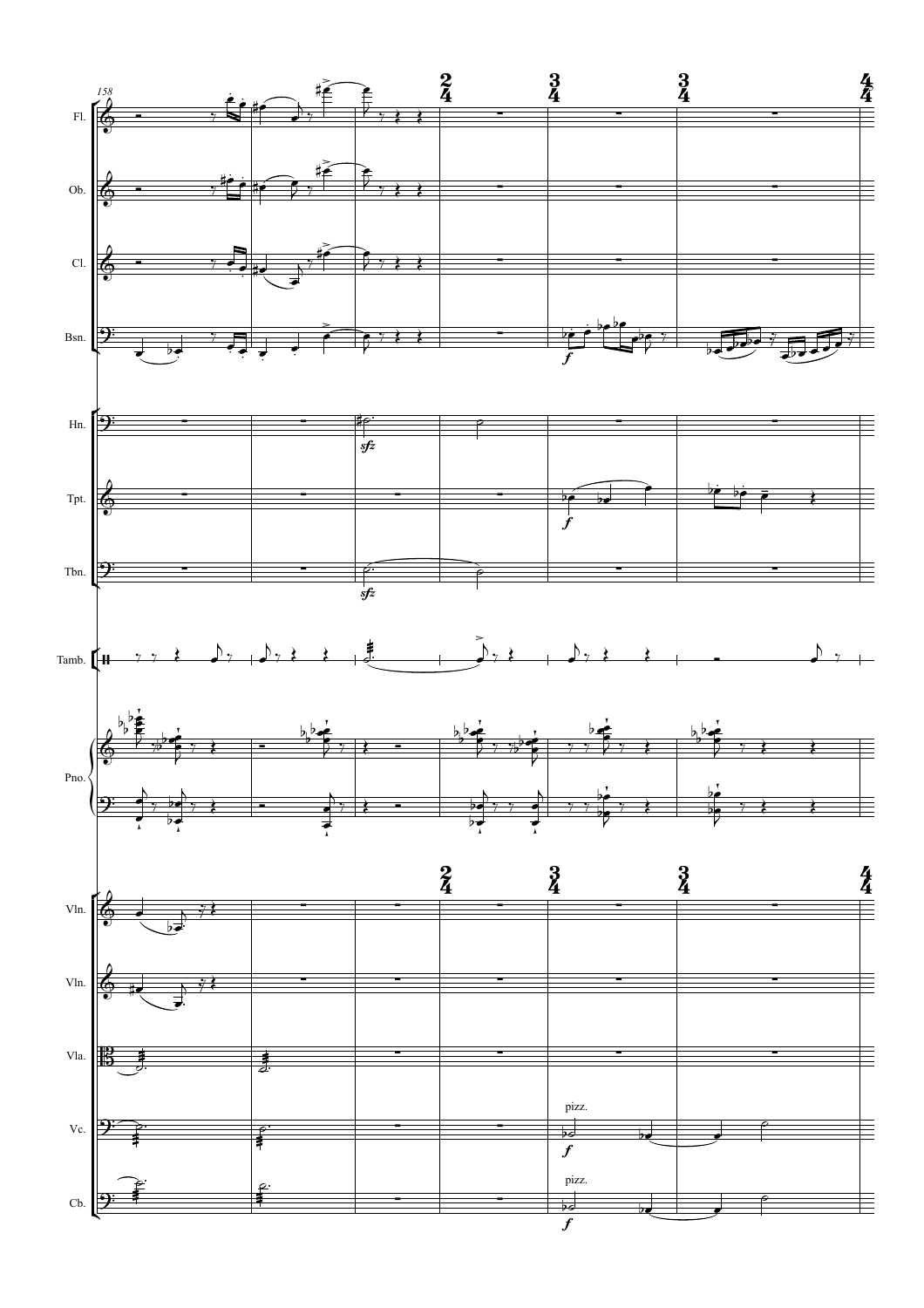158

Fl.

Ob.

Cl.

Bsn.

Hn.

Tpt.

Tbn.

Tamb.

Pno.

Vln.

Vln.

Vla.

Vc.

Cb.

pizz.

pizz.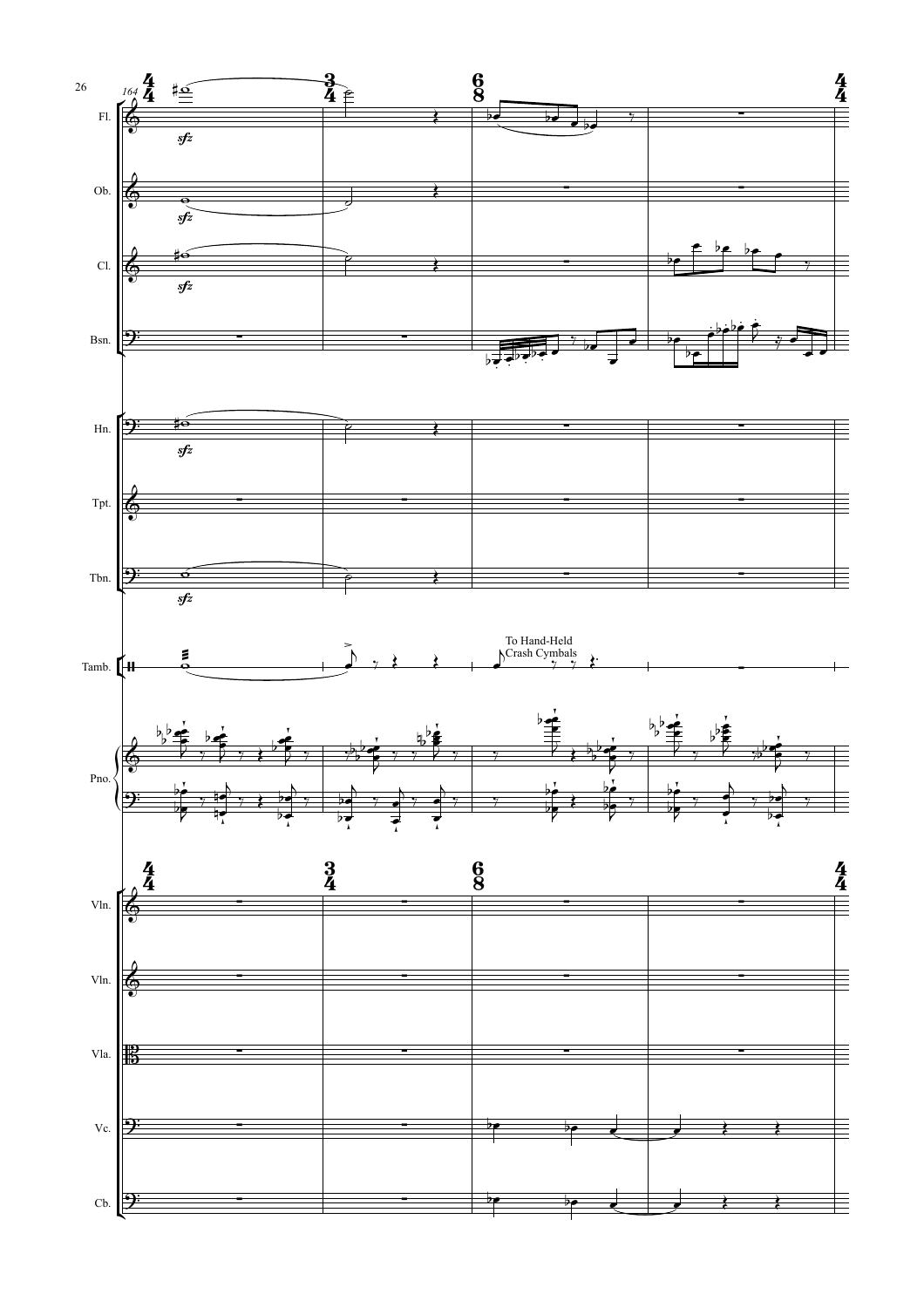To Hand-Held Crash Cymbals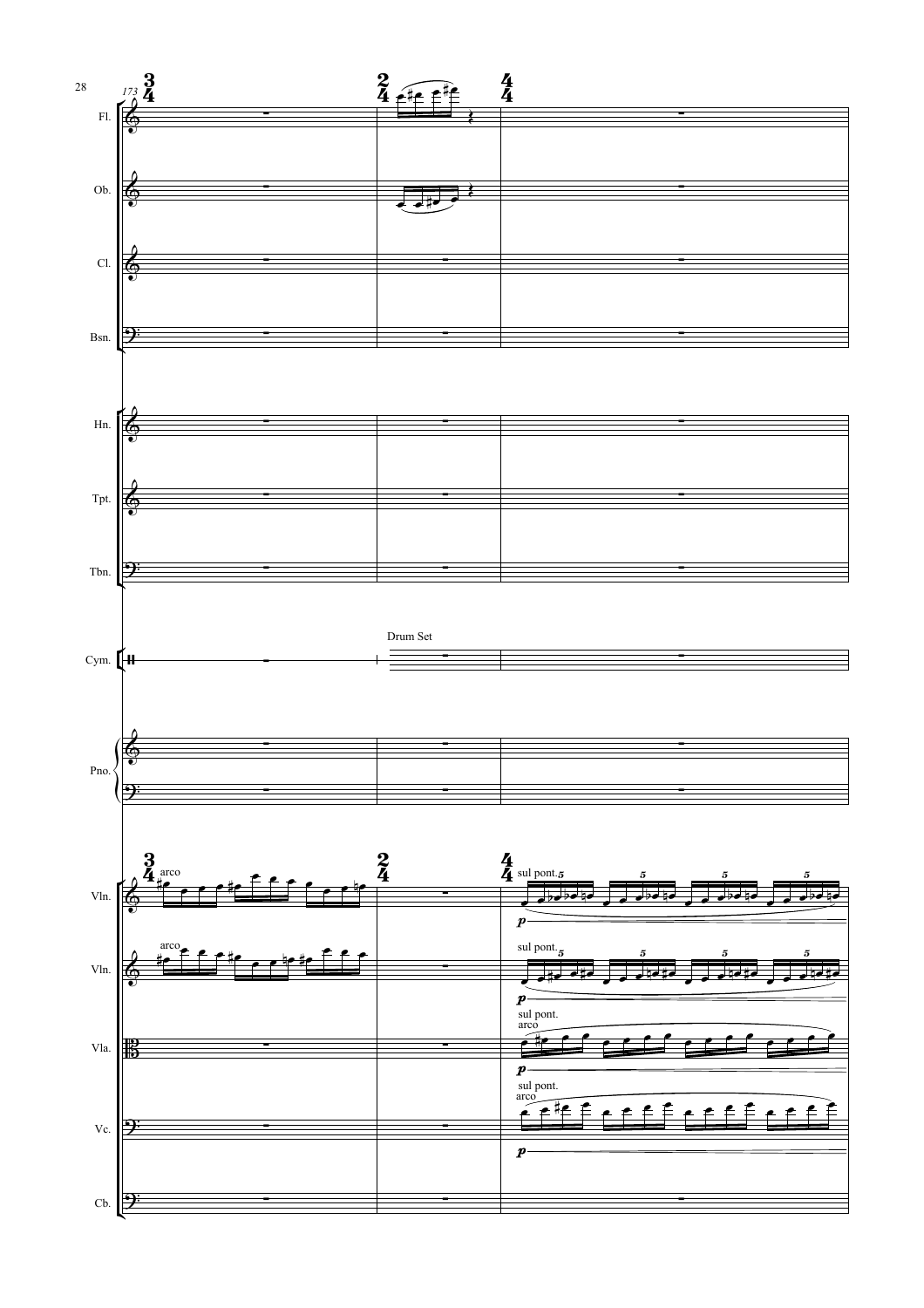Fl.

Ob.

Cl.

Bsn.

Hn.

Tpt.

Tbn.

Drum Set

Cym.

Pno.

Vln. arco — sul pont. *p*

Vln. arco — sul pont. *p*

Vla. sul pont. arco *p*

Vc. sul pont. arco *p*

Cb.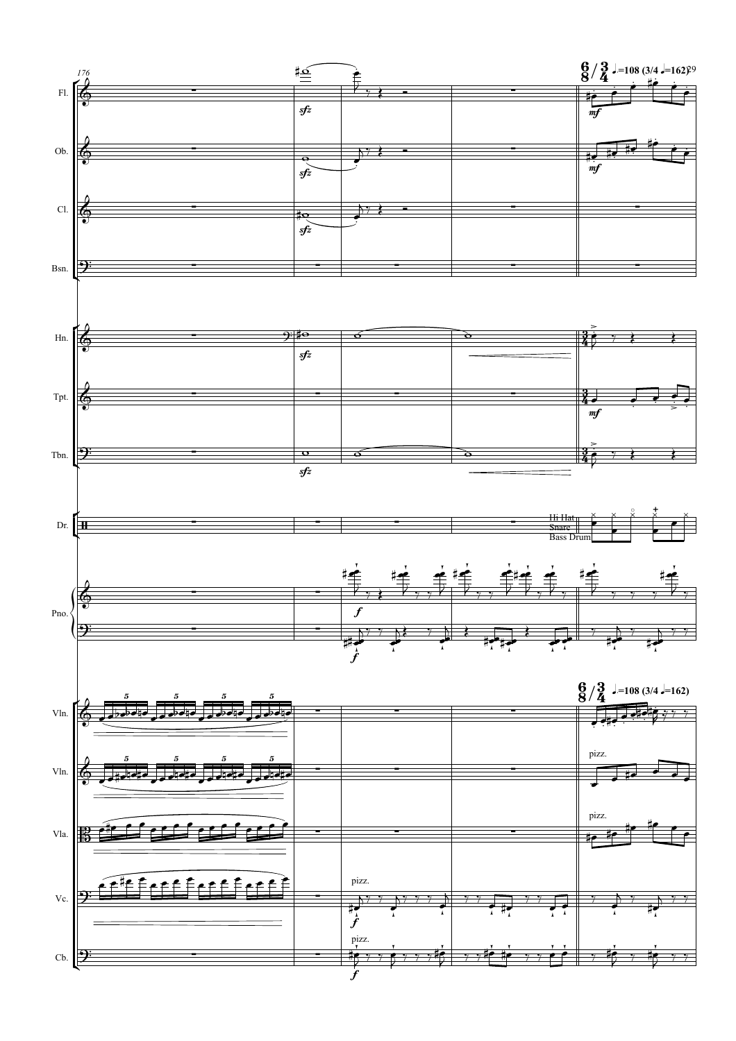176

Fl.

Ob.

Cl.

Bsn.

Hn.

Tpt.

Tbn.

Dr.

Hi Hat
Snare
Bass Drum

Pno.

Vln.

Vln.

Vla.

Vc.

Cb.

6/8 / 3/4 ♩.=108 (3/4 ♩=162)

*sfz*

*mf*

*f*

pizz.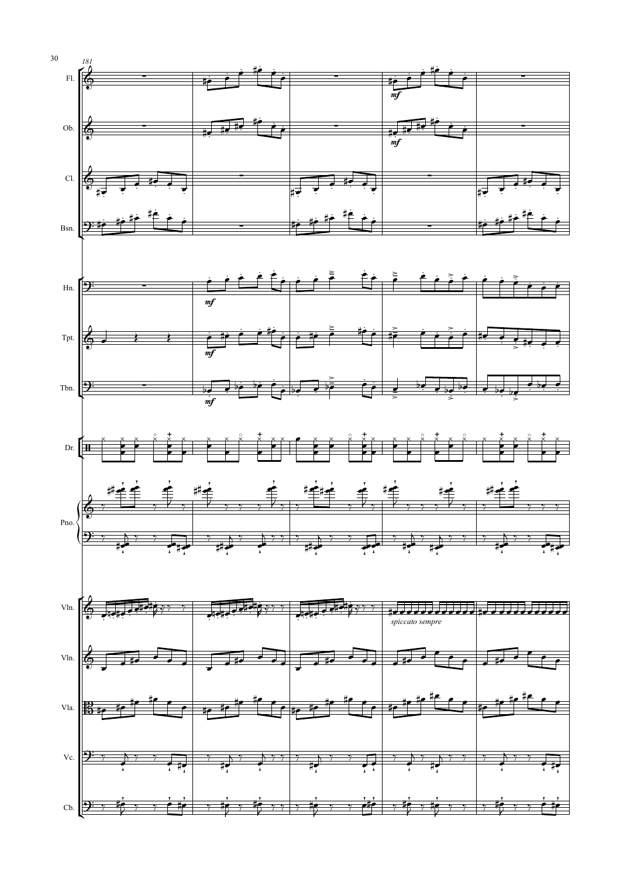Fl.

Ob.

Cl.

Bsn.

Hn.

Tpt.

Tbn.

Dr.

Pno.

Vln.

Vln.

Vla.

Vc.

Cb.

*mf*

*spiccato sempre*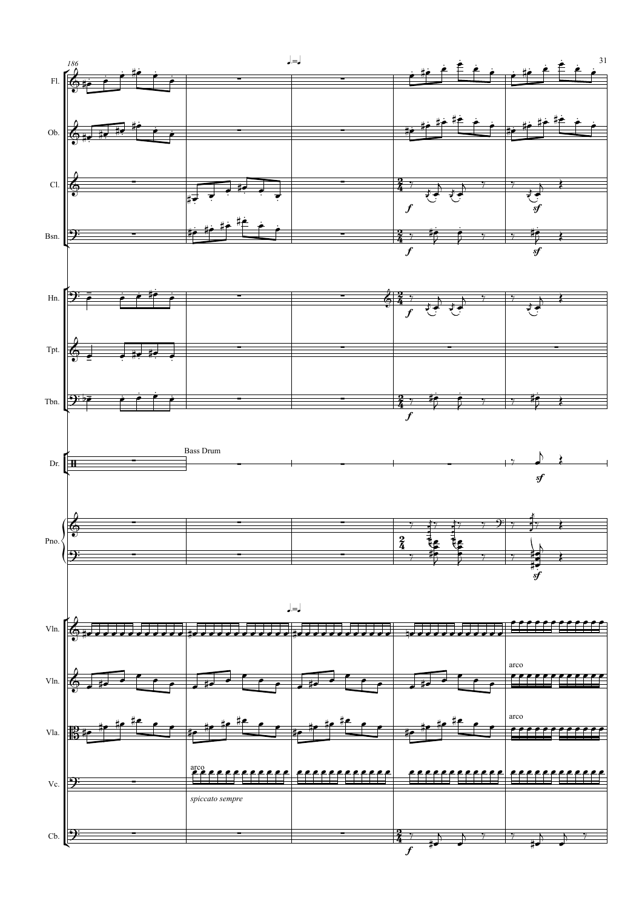186

Fl.

Ob.

Cl.

Bsn.

Hn.

Tpt.

Tbn.

Dr.

Bass Drum

Pno.

Vln.

Vln.

arco

Vla.

arco

Vc.

arco

*spiccato sempre*

Cb.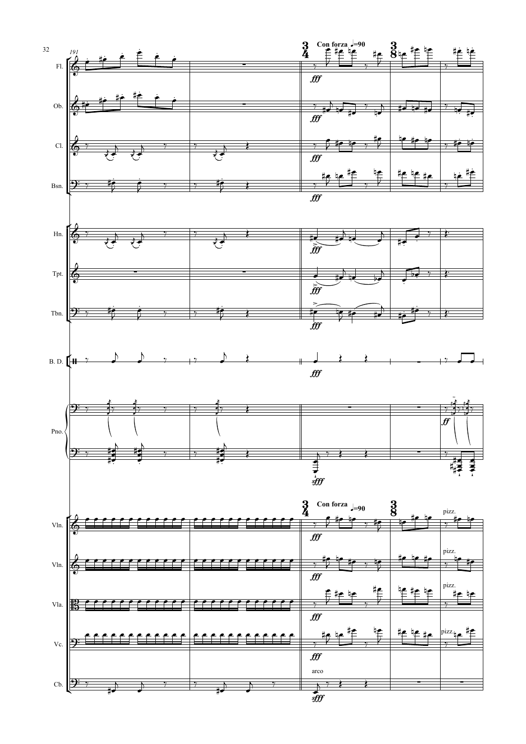Con forza ♩=90